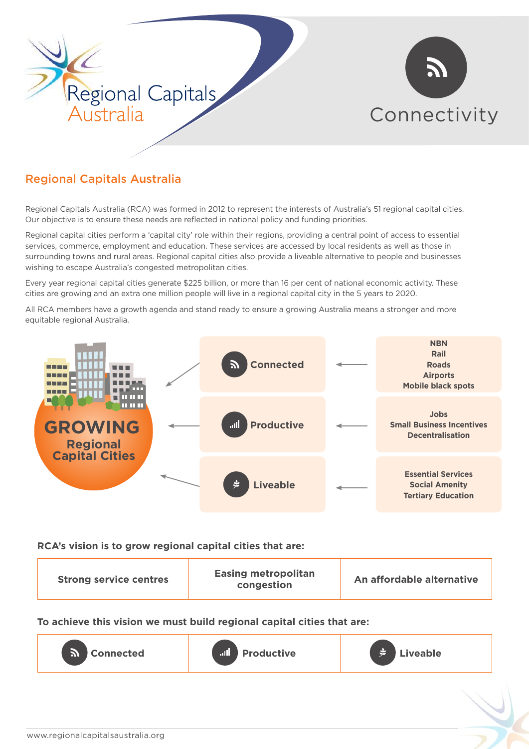Regional Capitals Australia

# Connectivity

## Regional Capitals Australia

Regional Capitals Australia (RCA) was formed in 2012 to represent the interests of Australia's 51 regional capital cities. Our objective is to ensure these needs are reflected in national policy and funding priorities.

Regional capital cities perform a 'capital city' role within their regions, providing a central point of access to essential services, commerce, employment and education. These services are accessed by local residents as well as those in surrounding towns and rural areas. Regional capital cities also provide a liveable alternative to people and businesses wishing to escape Australia's congested metropolitan cities.

Every year regional capital cities generate $225 billion, or more than 16 per cent of national economic activity. These cities are growing and an extra one million people will live in a regional capital city in the 5 years to 2020.

All RCA members have a growth agenda and stand ready to ensure a growing Australia means a stronger and more equitable regional Australia.

**GROWING Regional Capital Cities**

| | | |
|---|---|---|
| GROWING Regional Capital Cities ← | **Connected** ← | **NBN**<br>**Rail**<br>**Roads**<br>**Airports**<br>**Mobile black spots** |
| GROWING Regional Capital Cities ← | **Productive** ← | **Jobs**<br>**Small Business Incentives**<br>**Decentralisation** |
| GROWING Regional Capital Cities ← | **Liveable** ← | **Essential Services**<br>**Social Amenity**<br>**Tertiary Education** |

**RCA's vision is to grow regional capital cities that are:**

| Strong service centres | Easing metropolitan congestion | An affordable alternative |
|---|---|---|

**To achieve this vision we must build regional capital cities that are:**

| Connected | Productive | Liveable |
|---|---|---|

www.regionalcapitalsaustralia.org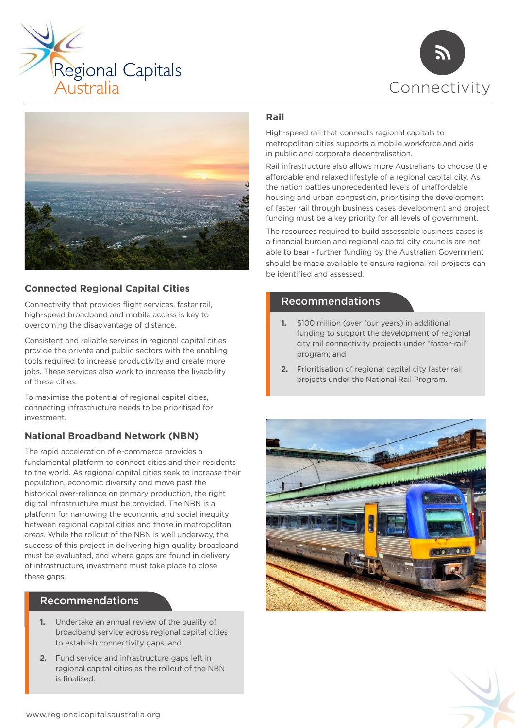Regional Capitals Australia

# Connectivity

## Connected Regional Capital Cities

Connectivity that provides flight services, faster rail, high-speed broadband and mobile access is key to overcoming the disadvantage of distance.

Consistent and reliable services in regional capital cities provide the private and public sectors with the enabling tools required to increase productivity and create more jobs. These services also work to increase the liveability of these cities.

To maximise the potential of regional capital cities, connecting infrastructure needs to be prioritised for investment.

## National Broadband Network (NBN)

The rapid acceleration of e-commerce provides a fundamental platform to connect cities and their residents to the world. As regional capital cities seek to increase their population, economic diversity and move past the historical over-reliance on primary production, the right digital infrastructure must be provided. The NBN is a platform for narrowing the economic and social inequity between regional capital cities and those in metropolitan areas. While the rollout of the NBN is well underway, the success of this project in delivering high quality broadband must be evaluated, and where gaps are found in delivery of infrastructure, investment must take place to close these gaps.

### Recommendations

1. Undertake an annual review of the quality of broadband service across regional capital cities to establish connectivity gaps; and
2. Fund service and infrastructure gaps left in regional capital cities as the rollout of the NBN is finalised.

## Rail

High-speed rail that connects regional capitals to metropolitan cities supports a mobile workforce and aids in public and corporate decentralisation.

Rail infrastructure also allows more Australians to choose the affordable and relaxed lifestyle of a regional capital city. As the nation battles unprecedented levels of unaffordable housing and urban congestion, prioritising the development of faster rail through business cases development and project funding must be a key priority for all levels of government.

The resources required to build assessable business cases is a financial burden and regional capital city councils are not able to bear - further funding by the Australian Government should be made available to ensure regional rail projects can be identified and assessed.

### Recommendations

1. $100 million (over four years) in additional funding to support the development of regional city rail connectivity projects under "faster-rail" program; and
2. Prioritisation of regional capital city faster rail projects under the National Rail Program.

www.regionalcapitalsaustralia.org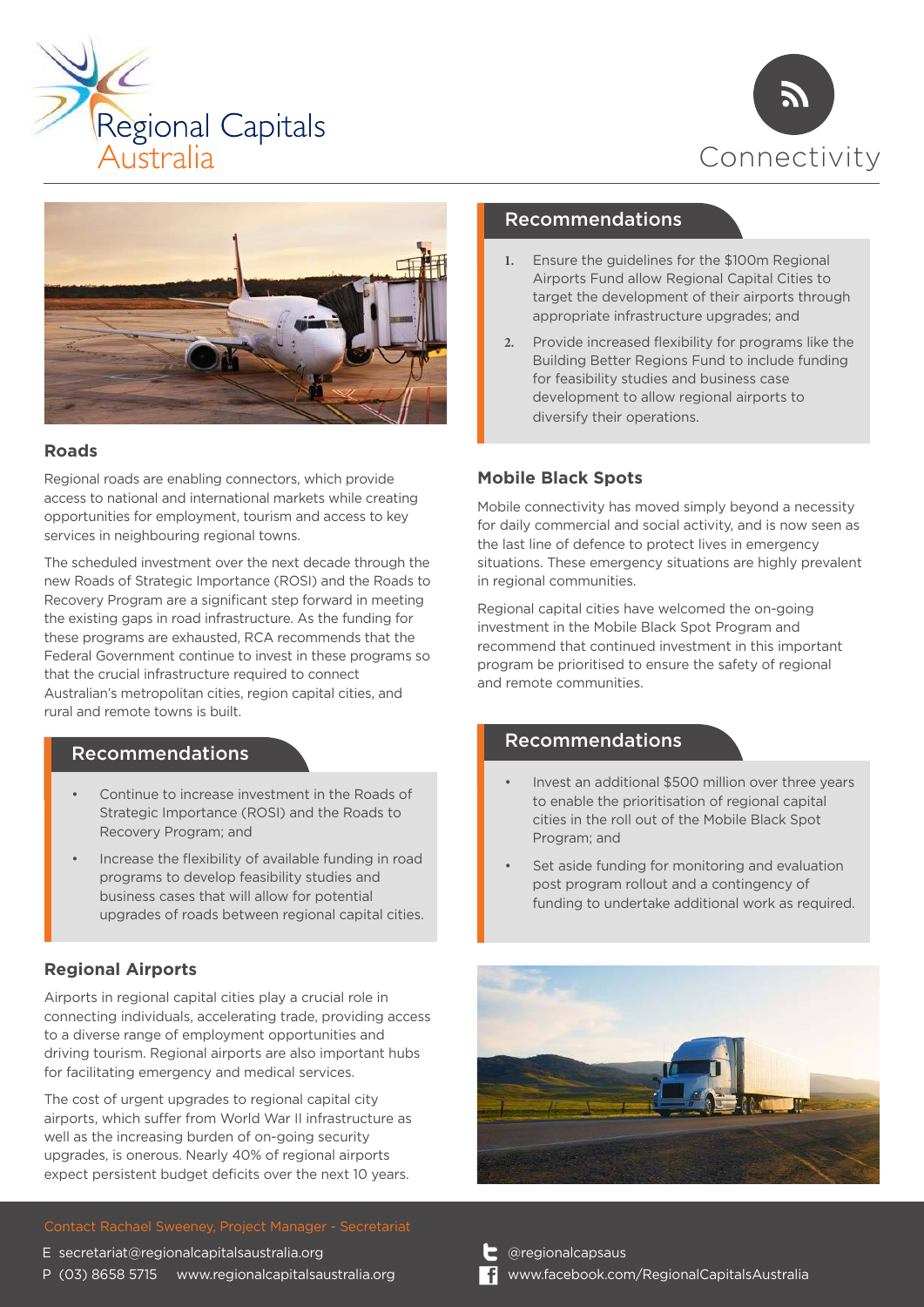Regional Capitals Australia

# Connectivity

## Roads

Regional roads are enabling connectors, which provide access to national and international markets while creating opportunities for employment, tourism and access to key services in neighbouring regional towns.

The scheduled investment over the next decade through the new Roads of Strategic Importance (ROSI) and the Roads to Recovery Program are a significant step forward in meeting the existing gaps in road infrastructure. As the funding for these programs are exhausted, RCA recommends that the Federal Government continue to invest in these programs so that the crucial infrastructure required to connect Australian's metropolitan cities, region capital cities, and rural and remote towns is built.

### Recommendations

- Continue to increase investment in the Roads of Strategic Importance (ROSI) and the Roads to Recovery Program; and
- Increase the flexibility of available funding in road programs to develop feasibility studies and business cases that will allow for potential upgrades of roads between regional capital cities.

## Regional Airports

Airports in regional capital cities play a crucial role in connecting individuals, accelerating trade, providing access to a diverse range of employment opportunities and driving tourism. Regional airports are also important hubs for facilitating emergency and medical services.

The cost of urgent upgrades to regional capital city airports, which suffer from World War II infrastructure as well as the increasing burden of on-going security upgrades, is onerous. Nearly 40% of regional airports expect persistent budget deficits over the next 10 years.

### Recommendations

1. Ensure the guidelines for the $100m Regional Airports Fund allow Regional Capital Cities to target the development of their airports through appropriate infrastructure upgrades; and
2. Provide increased flexibility for programs like the Building Better Regions Fund to include funding for feasibility studies and business case development to allow regional airports to diversify their operations.

## Mobile Black Spots

Mobile connectivity has moved simply beyond a necessity for daily commercial and social activity, and is now seen as the last line of defence to protect lives in emergency situations. These emergency situations are highly prevalent in regional communities.

Regional capital cities have welcomed the on-going investment in the Mobile Black Spot Program and recommend that continued investment in this important program be prioritised to ensure the safety of regional and remote communities.

### Recommendations

- Invest an additional $500 million over three years to enable the prioritisation of regional capital cities in the roll out of the Mobile Black Spot Program; and
- Set aside funding for monitoring and evaluation post program rollout and a contingency of funding to undertake additional work as required.

Contact Rachael Sweeney, Project Manager - Secretariat

E secretariat@regionalcapitalsaustralia.org

P (03) 8658 5715 www.regionalcapitalsaustralia.org

@regionalcapsaus

www.facebook.com/RegionalCapitalsAustralia